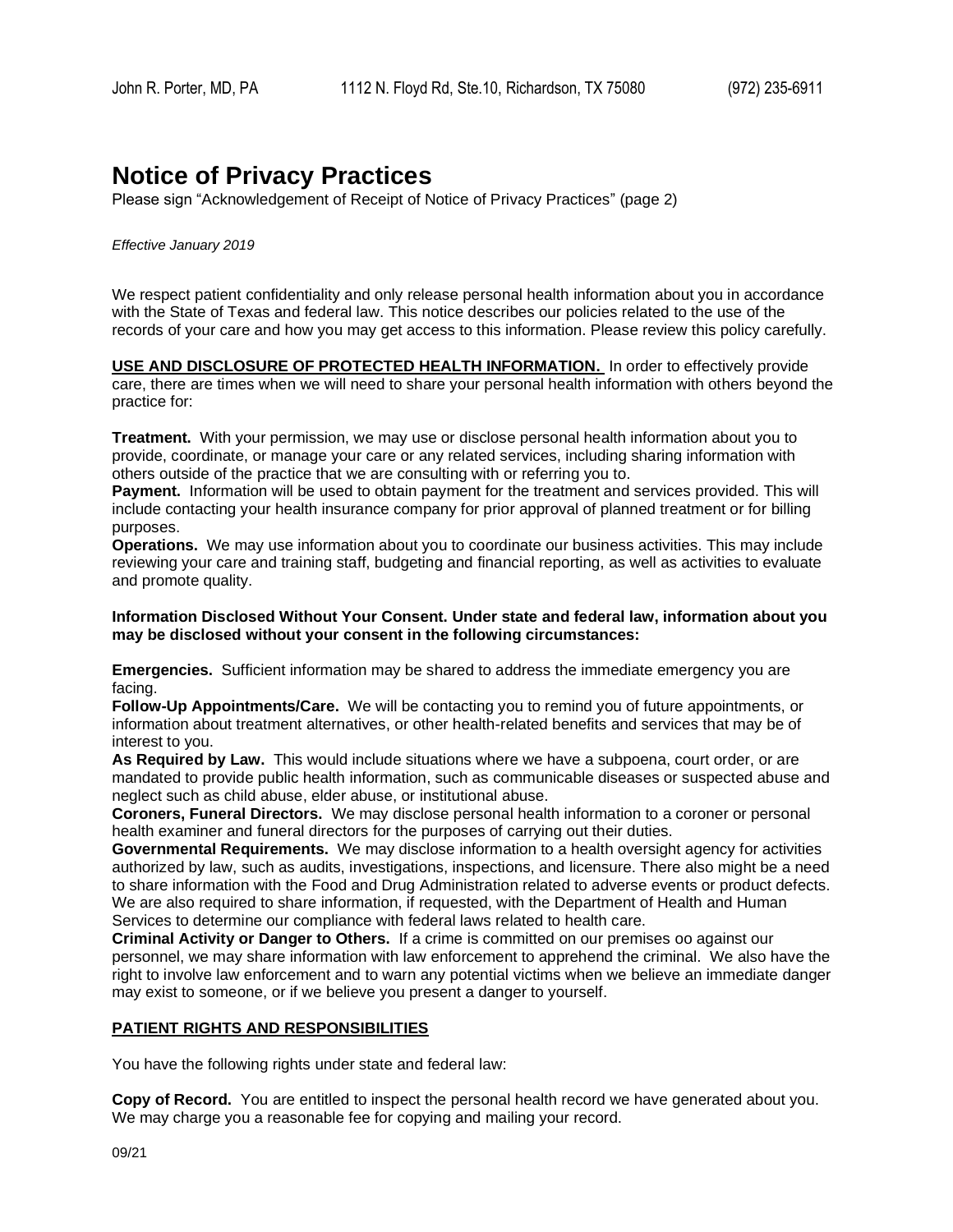John R. Porter, MD, PA 1112 N. Floyd Rd, Ste.10, Richardson, TX 75080 (972) 235-6911

# Notice of Privacy Practices

Please sign "Acknowledgement of Receipt of Notice of Privacy Practices" (page 2)

*Effective January 2019*

We respect patient confidentiality and only release personal health information about you in accordance with the State of Texas and federal law. This notice describes our policies related to the use of the records of your care and how you may get access to this information. Please review this policy carefully.

**USE AND DISCLOSURE OF PROTECTED HEALTH INFORMATION.** In order to effectively provide care, there are times when we will need to share your personal health information with others beyond the practice for:

**Treatment.** With your permission, we may use or disclose personal health information about you to provide, coordinate, or manage your care or any related services, including sharing information with others outside of the practice that we are consulting with or referring you to.
**Payment.** Information will be used to obtain payment for the treatment and services provided. This will include contacting your health insurance company for prior approval of planned treatment or for billing purposes.
**Operations.** We may use information about you to coordinate our business activities. This may include reviewing your care and training staff, budgeting and financial reporting, as well as activities to evaluate and promote quality.

**Information Disclosed Without Your Consent. Under state and federal law, information about you may be disclosed without your consent in the following circumstances:**

**Emergencies.** Sufficient information may be shared to address the immediate emergency you are facing.
**Follow-Up Appointments/Care.** We will be contacting you to remind you of future appointments, or information about treatment alternatives, or other health-related benefits and services that may be of interest to you.
**As Required by Law.** This would include situations where we have a subpoena, court order, or are mandated to provide public health information, such as communicable diseases or suspected abuse and neglect such as child abuse, elder abuse, or institutional abuse.
**Coroners, Funeral Directors.** We may disclose personal health information to a coroner or personal health examiner and funeral directors for the purposes of carrying out their duties.
**Governmental Requirements.** We may disclose information to a health oversight agency for activities authorized by law, such as audits, investigations, inspections, and licensure. There also might be a need to share information with the Food and Drug Administration related to adverse events or product defects. We are also required to share information, if requested, with the Department of Health and Human Services to determine our compliance with federal laws related to health care.
**Criminal Activity or Danger to Others.** If a crime is committed on our premises oo against our personnel, we may share information with law enforcement to apprehend the criminal. We also have the right to involve law enforcement and to warn any potential victims when we believe an immediate danger may exist to someone, or if we believe you present a danger to yourself.

**PATIENT RIGHTS AND RESPONSIBILITIES**

You have the following rights under state and federal law:

**Copy of Record.** You are entitled to inspect the personal health record we have generated about you. We may charge you a reasonable fee for copying and mailing your record.

09/21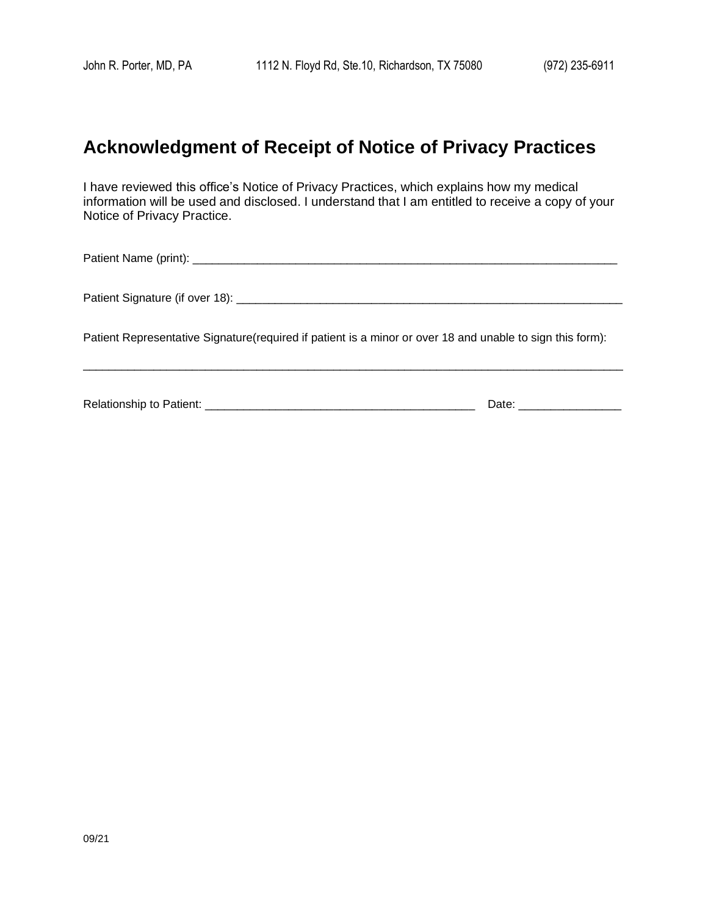John R. Porter, MD, PA    1112 N. Floyd Rd, Ste.10, Richardson, TX 75080    (972) 235-6911

# Acknowledgment of Receipt of Notice of Privacy Practices

I have reviewed this office's Notice of Privacy Practices, which explains how my medical information will be used and disclosed. I understand that I am entitled to receive a copy of your Notice of Privacy Practice.

Patient Name (print): ____________________________________________________________________

Patient Signature (if over 18): _______________________________________________________________

Patient Representative Signature(required if patient is a minor or over 18 and unable to sign this form):

______________________________________________________________________________________

Relationship to Patient: ___________________________________________ Date: ________________

09/21